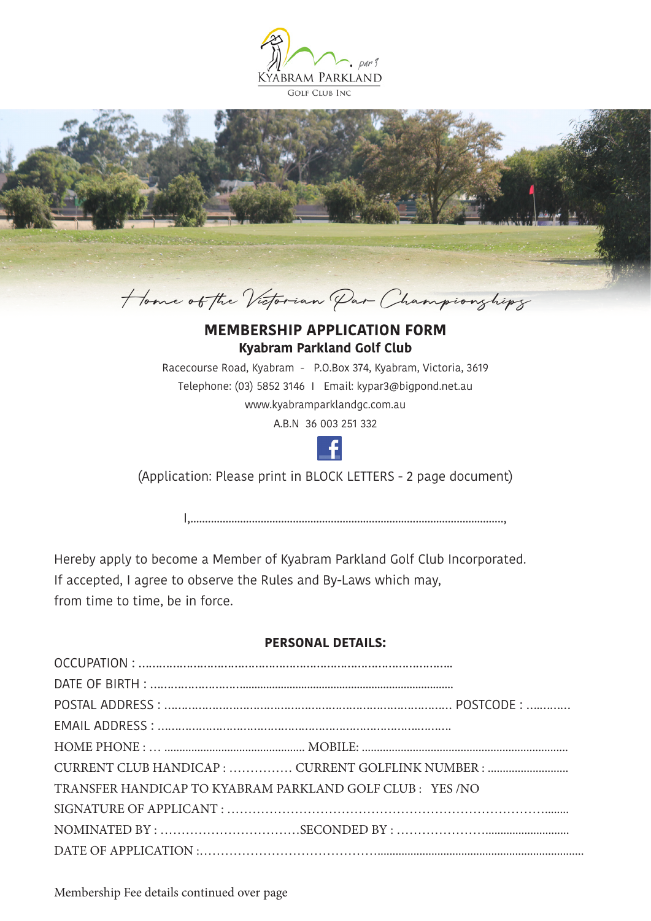KYABRAM PARKLAND

GOLF CLUB INC

*Home of the Victorian Par Championships*

# MEMBERSHIP APPLICATION FORM

## Kyabram Parkland Golf Club

Racecourse Road, Kyabram - P.O.Box 374, Kyabram, Victoria, 3619

Telephone: (03) 5852 3146 I Email: kypar3@bigpond.net.au

www.kyabramparklandgc.com.au

A.B.N 36 003 251 332

(Application: Please print in BLOCK LETTERS - 2 page document)

I,..........................................................................................................,

Hereby apply to become a Member of Kyabram Parkland Golf Club Incorporated.
If accepted, I agree to observe the Rules and By-Laws which may,
from time to time, be in force.

**PERSONAL DETAILS:**

OCCUPATION : ...........................................................................................

DATE OF BIRTH : ......................................................................................

POSTAL ADDRESS : ........................................................................... POSTCODE : ............

EMAIL ADDRESS : ....................................................................................

HOME PHONE : ... ............................................... MOBILE: ....................................................................

CURRENT CLUB HANDICAP : ............... CURRENT GOLFLINK NUMBER : ...........................

TRANSFER HANDICAP TO KYABRAM PARKLAND GOLF CLUB : YES /NO

SIGNATURE OF APPLICANT : ..........................................................................

NOMINATED BY : ................................SECONDED BY : ............................................

DATE OF APPLICATION :.......................................................................................................

Membership Fee details continued over page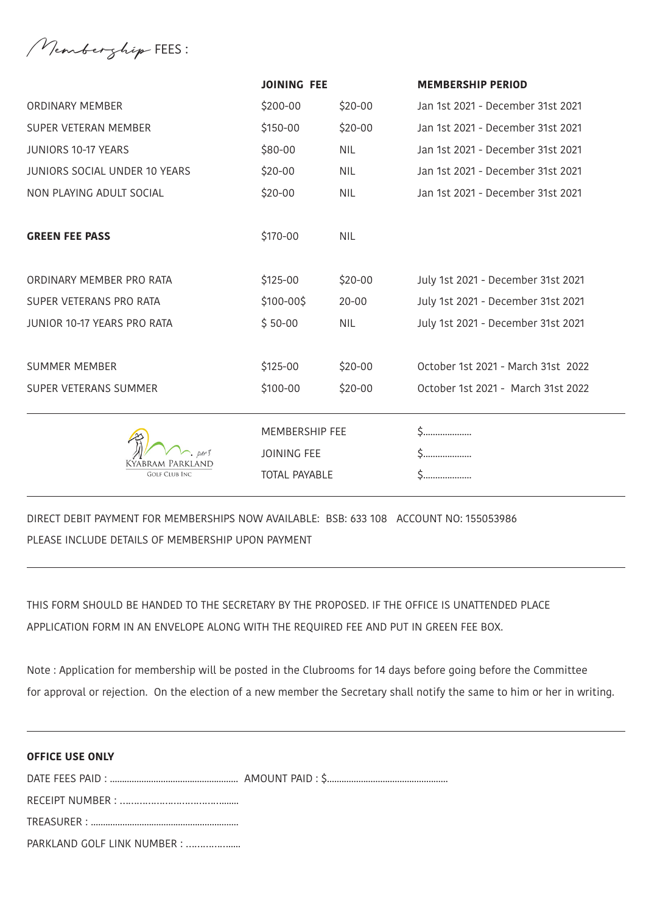# Membership FEES :

| | JOINING FEE | | MEMBERSHIP PERIOD |
|---|---|---|---|
| ORDINARY MEMBER | $200-00 | $20-00 | Jan 1st 2021 - December 31st 2021 |
| SUPER VETERAN MEMBER | $150-00 | $20-00 | Jan 1st 2021 - December 31st 2021 |
| JUNIORS 10-17 YEARS | $80-00 | NIL | Jan 1st 2021 - December 31st 2021 |
| JUNIORS SOCIAL UNDER 10 YEARS | $20-00 | NIL | Jan 1st 2021 - December 31st 2021 |
| NON PLAYING ADULT SOCIAL | $20-00 | NIL | Jan 1st 2021 - December 31st 2021 |
| **GREEN FEE PASS** | $170-00 | NIL | |
| ORDINARY MEMBER PRO RATA | $125-00 | $20-00 | July 1st 2021 - December 31st 2021 |
| SUPER VETERANS PRO RATA | $100-00$ | 20-00 | July 1st 2021 - December 31st 2021 |
| JUNIOR 10-17 YEARS PRO RATA | $ 50-00 | NIL | July 1st 2021 - December 31st 2021 |
| SUMMER MEMBER | $125-00 | $20-00 | October 1st 2021 - March 31st 2022 |
| SUPER VETERANS SUMMER | $100-00 | $20-00 | October 1st 2021 - March 31st 2022 |

KYABRAM PARKLAND GOLF CLUB INC

MEMBERSHIP FEE $..................

JOINING FEE $..................

TOTAL PAYABLE $..................

DIRECT DEBIT PAYMENT FOR MEMBERSHIPS NOW AVAILABLE: BSB: 633 108 ACCOUNT NO: 155053986
PLEASE INCLUDE DETAILS OF MEMBERSHIP UPON PAYMENT

THIS FORM SHOULD BE HANDED TO THE SECRETARY BY THE PROPOSED. IF THE OFFICE IS UNATTENDED PLACE APPLICATION FORM IN AN ENVELOPE ALONG WITH THE REQUIRED FEE AND PUT IN GREEN FEE BOX.

Note : Application for membership will be posted in the Clubrooms for 14 days before going before the Committee for approval or rejection. On the election of a new member the Secretary shall notify the same to him or her in writing.

**OFFICE USE ONLY**

DATE FEES PAID : .................................................. AMOUNT PAID : $..............................................

RECEIPT NUMBER : ..........................................

TREASURER : ..........................................................

PARKLAND GOLF LINK NUMBER : ..................